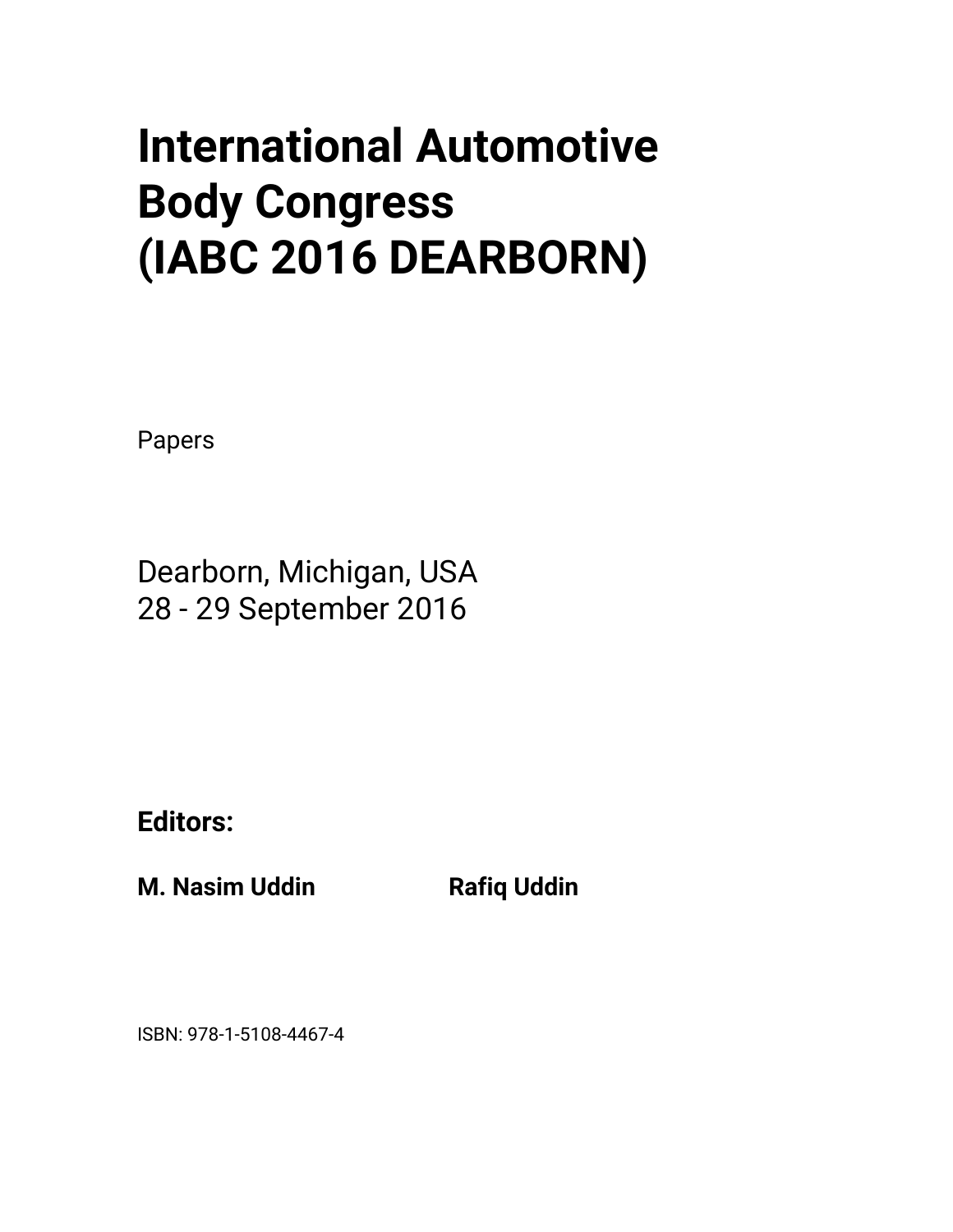# International Automotive Body Congress (IABC 2016 DEARBORN)

Papers

Dearborn, Michigan, USA
28 - 29 September 2016

**Editors:**

**M. Nasim Uddin** **Rafiq Uddin**

ISBN: 978-1-5108-4467-4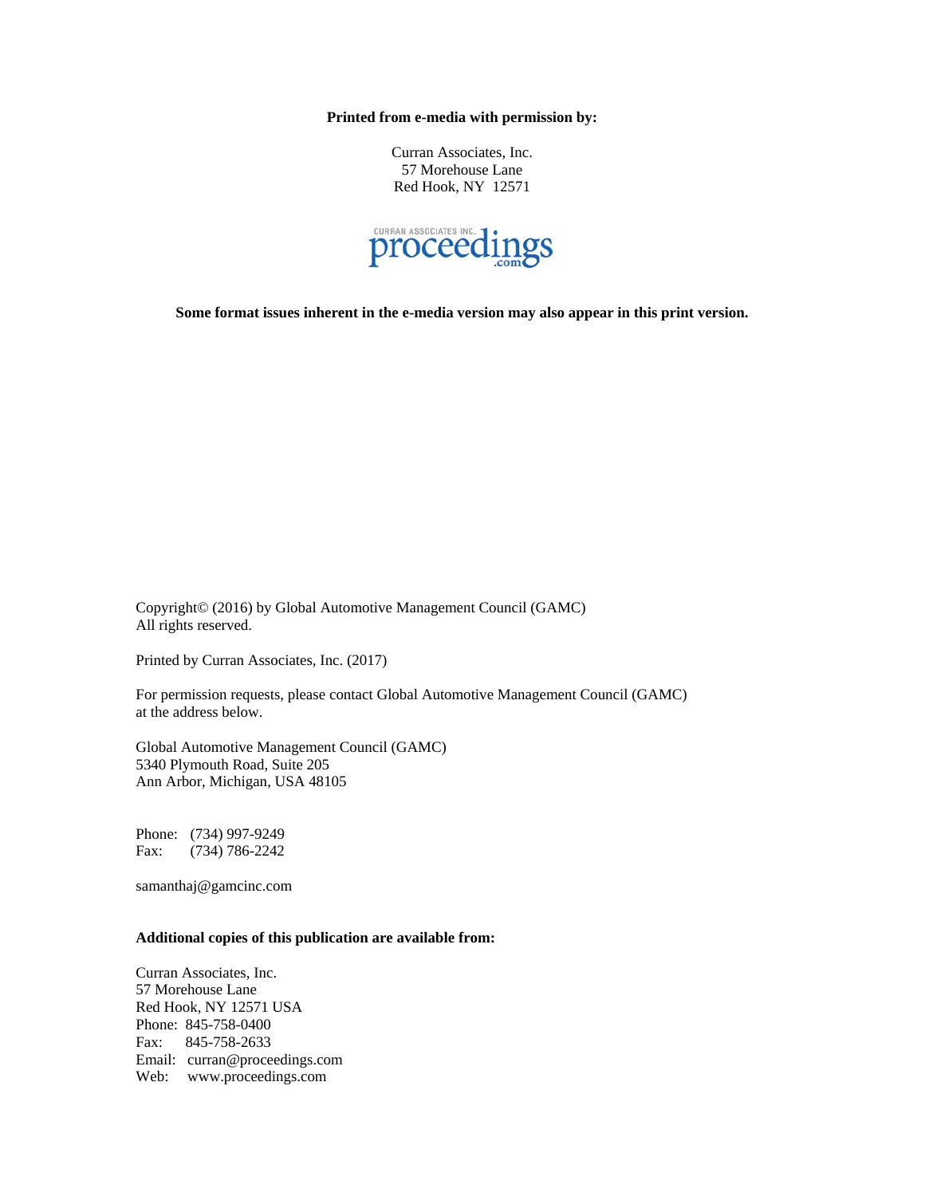**Printed from e-media with permission by:**

Curran Associates, Inc.
57 Morehouse Lane
Red Hook, NY 12571

CURRAN ASSOCIATES INC. proceedings.com

**Some format issues inherent in the e-media version may also appear in this print version.**

Copyright© (2016) by Global Automotive Management Council (GAMC)
All rights reserved.

Printed by Curran Associates, Inc. (2017)

For permission requests, please contact Global Automotive Management Council (GAMC) at the address below.

Global Automotive Management Council (GAMC)
5340 Plymouth Road, Suite 205
Ann Arbor, Michigan, USA 48105

Phone: (734) 997-9249
Fax: (734) 786-2242

samanthaj@gamcinc.com

**Additional copies of this publication are available from:**

Curran Associates, Inc.
57 Morehouse Lane
Red Hook, NY 12571 USA
Phone: 845-758-0400
Fax: 845-758-2633
Email: curran@proceedings.com
Web: www.proceedings.com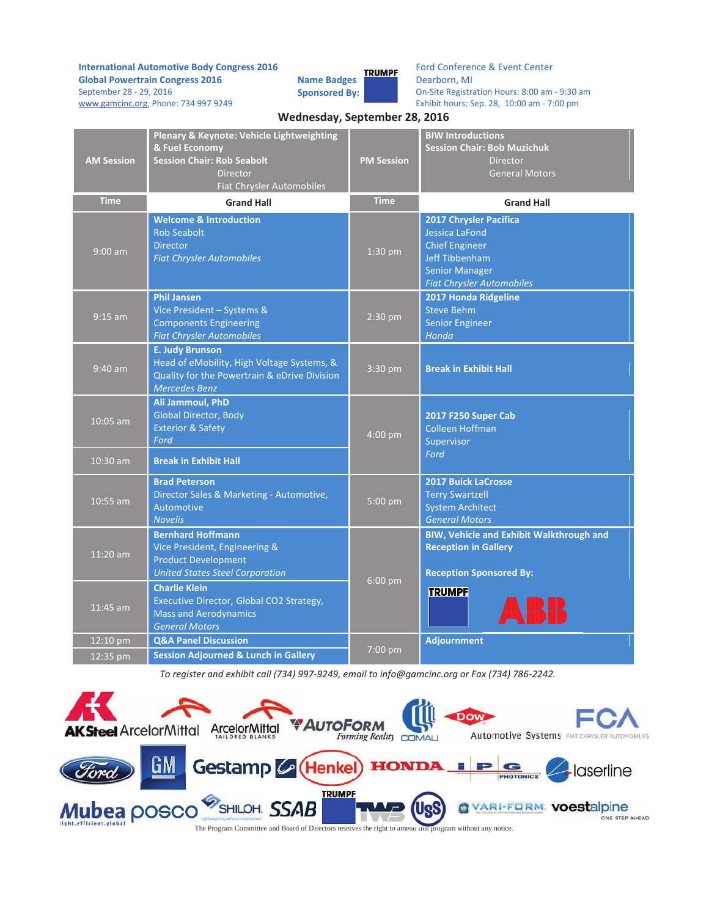**International Automotive Body Congress 2016**
**Global Powertrain Congress 2016**
September 28 - 29, 2016
www.gamcinc.org, Phone: 734 997 9249

**Name Badges Sponsored By:** TRUMPF

Ford Conference & Event Center
Dearborn, MI
On-Site Registration Hours: 8:00 am - 9:30 am
Exhibit hours: Sep. 28, 10:00 am - 7:00 pm

## Wednesday, September 28, 2016

| **AM Session** | **Plenary & Keynote: Vehicle Lightweighting & Fuel Economy**<br>**Session Chair: Rob Seabolt**<br>Director<br>Fiat Chrysler Automobiles | **PM Session** | **BIW Introductions**<br>**Session Chair: Bob Muzichuk**<br>Director<br>General Motors |
|---|---|---|---|
| **Time** | **Grand Hall** | **Time** | **Grand Hall** |
| 9:00 am | **Welcome & Introduction**<br>Rob Seabolt<br>Director<br>*Fiat Chrysler Automobiles* | 1:30 pm | **2017 Chrysler Pacifica**<br>Jessica LaFond<br>Chief Engineer<br>Jeff Tibbenham<br>Senior Manager<br>*Fiat Chrysler Automobiles* |
| 9:15 am | **Phil Jansen**<br>Vice President – Systems & Components Engineering<br>*Fiat Chrysler Automobiles* | 2:30 pm | **2017 Honda Ridgeline**<br>Steve Behm<br>Senior Engineer<br>*Honda* |
| 9:40 am | **E. Judy Brunson**<br>Head of eMobility, High Voltage Systems, & Quality for the Powertrain & eDrive Division<br>*Mercedes Benz* | 3:30 pm | **Break in Exhibit Hall** |
| 10:05 am | **Ali Jammoul, PhD**<br>Global Director, Body Exterior & Safety<br>*Ford* | 4:00 pm | **2017 F250 Super Cab**<br>Colleen Hoffman<br>Supervisor<br>*Ford* |
| 10:30 am | **Break in Exhibit Hall** | | |
| 10:55 am | **Brad Peterson**<br>Director Sales & Marketing - Automotive, Automotive<br>*Novelis* | 5:00 pm | **2017 Buick LaCrosse**<br>Terry Swartzell<br>System Architect<br>*General Motors* |
| 11:20 am | **Bernhard Hoffmann**<br>Vice President, Engineering & Product Development<br>*United States Steel Corporation* | 6:00 pm | **BIW, Vehicle and Exhibit Walkthrough and Reception in Gallery**<br><br>**Reception Sponsored By:**<br>TRUMPF, ABB |
| 11:45 am | **Charlie Klein**<br>Executive Director, Global CO2 Strategy, Mass and Aerodynamics<br>*General Motors* | | |
| 12:10 pm | **Q&A Panel Discussion** | 7:00 pm | **Adjournment** |
| 12:35 pm | **Session Adjourned & Lunch in Gallery** | | |

*To register and exhibit call (734) 997-9249, email to info@gamcinc.org or Fax (734) 786-2242.*

AK Steel, ArcelorMittal, ArcelorMittal Tailored Blanks, AutoForm, Comau, Dow Automotive Systems, FCA Fiat Chrysler Automobiles, Ford, GM, Gestamp, Henkel, Honda, IPG Photonics, laserline, Mubea, posco, Shiloh, SSAB, TRUMPF, TWB, USS, Vari-Form, voestalpine

The Program Committee and Board of Directors reserves the right to amend this program without any notice.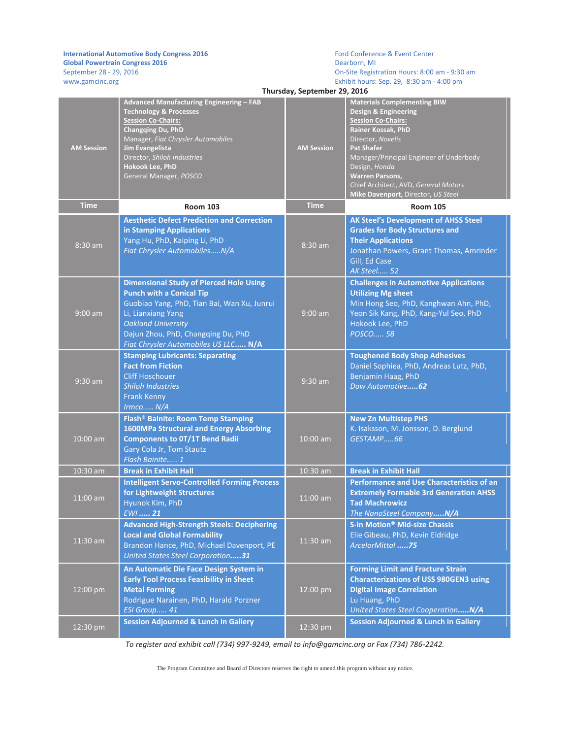**International Automotive Body Congress 2016**
**Global Powertrain Congress 2016**
September 28 - 29, 2016
www.gamcinc.org

Ford Conference & Event Center
Dearborn, MI
On-Site Registration Hours: 8:00 am - 9:30 am
Exhibit hours: Sep. 29, 8:30 am - 4:00 pm

**Thursday, September 29, 2016**

| AM Session | **Advanced Manufacturing Engineering – FAB Technology & Processes**<br>**Session Co-Chairs:**<br>**Changqing Du, PhD**<br>Manager, *Fiat Chrysler Automobiles*<br>**Jim Evangelista**<br>Director, *Shiloh Industries*<br>**Hokook Lee, PhD**<br>General Manager, *POSCO* | AM Session | **Materials Complementing BIW Design & Engineering**<br>**Session Co-Chairs:**<br>**Rainer Kossak, PhD**<br>Director, *Novelis*<br>**Pat Shafer**<br>Manager/Principal Engineer of Underbody Design, *Honda*<br>**Warren Parsons,**<br>Chief Architect, AVD, *General Motors*<br>**Mike Davenport**, Director, *US Steel* |
|---|---|---|---|
| **Time** | **Room 103** | **Time** | **Room 105** |
| 8:30 am | **Aesthetic Defect Prediction and Correction in Stamping Applications**<br>Yang Hu, PhD, Kaiping Li, PhD<br>*Fiat Chrysler Automobiles.....N/A* | 8:30 am | **AK Steel's Development of AHSS Steel Grades for Body Structures and Their Applications**<br>Jonathan Powers, Grant Thomas, Amrinder Gill, Ed Case<br>*AK Steel..... 52* |
| 9:00 am | **Dimensional Study of Pierced Hole Using Punch with a Conical Tip**<br>Guobiao Yang, PhD, Tian Bai, Wan Xu, Junrui Li, Lianxiang Yang<br>*Oakland University*<br>Dajun Zhou, PhD, Changqing Du, PhD<br>*Fiat Chrysler Automobiles US LLC*..... **N/A** | 9:00 am | **Challenges in Automotive Applications Utilizing Mg sheet**<br>Min Hong Seo, PhD, Kanghwan Ahn, PhD, Yeon Sik Kang, PhD, Kang-Yul Seo, PhD<br>Hokook Lee, PhD<br>*POSCO..... 58* |
| 9:30 am | **Stamping Lubricants: Separating Fact from Fiction**<br>Cliff Hoschouer<br>*Shiloh Industries*<br>Frank Kenny<br>*Irmco..... N/A* | 9:30 am | **Toughened Body Shop Adhesives**<br>Daniel Sophiea, PhD, Andreas Lutz, PhD, Benjamin Haag, PhD<br>*Dow Automotive.....**62*** |
| 10:00 am | **Flash® Bainite: Room Temp Stamping 1600MPa Structural and Energy Absorbing Components to 0T/1T Bend Radii**<br>Gary Cola Jr, Tom Stautz<br>*Flash Bainite..... 1* | 10:00 am | **New Zn Multistep PHS**<br>K. Isaksson, M. Jonsson, D. Berglund<br>*GESTAMP.....66* |
| 10:30 am | **Break in Exhibit Hall** | 10:30 am | **Break in Exhibit Hall** |
| 11:00 am | **Intelligent Servo-Controlled Forming Process for Lightweight Structures**<br>Hyunok Kim, PhD<br>*EWI ..... **21*** | 11:00 am | **Performance and Use Characteristics of an Extremely Formable 3rd Generation AHSS**<br>**Tad Machrowicz**<br>*The NanoSteel Company.....**N/A*** |
| 11:30 am | **Advanced High-Strength Steels: Deciphering Local and Global Formability**<br>Brandon Hance, PhD, Michael Davenport, PE<br>*United States Steel Corporation.....**31*** | 11:30 am | **S-in Motion® Mid-size Chassis**<br>Elie Gibeau, PhD, Kevin Eldridge<br>*ArcelorMittal .....**75*** |
| 12:00 pm | **An Automatic Die Face Design System in Early Tool Process Feasibility in Sheet Metal Forming**<br>Rodrigue Narainen, PhD, Harald Porzner<br>*ESI Group..... 41* | 12:00 pm | **Forming Limit and Fracture Strain Characterizations of USS 980GEN3 using Digital Image Correlation**<br>Lu Huang, PhD<br>*United States Steel Cooperation.....**N/A*** |
| 12:30 pm | **Session Adjourned & Lunch in Gallery** | 12:30 pm | **Session Adjourned & Lunch in Gallery** |

*To register and exhibit call (734) 997-9249, email to info@gamcinc.org or Fax (734) 786-2242.*

The Program Committee and Board of Directors reserves the right to amend this program without any notice.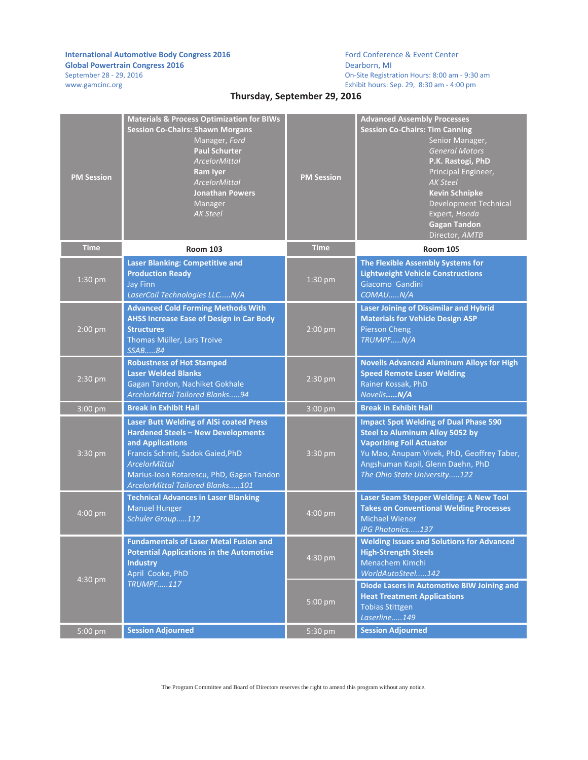International Automotive Body Congress 2016
Global Powertrain Congress 2016
September 28 - 29, 2016
www.gamcinc.org

Ford Conference & Event Center
Dearborn, MI
On-Site Registration Hours: 8:00 am - 9:30 am
Exhibit hours: Sep. 29, 8:30 am - 4:00 pm

## Thursday, September 29, 2016

| PM Session | Materials & Process Optimization for BIWs<br>Session Co-Chairs: Shawn Morgans, Manager, *Ford*<br>**Paul Schurter**, *ArcelorMittal*<br>**Ram Iyer**, *ArcelorMittal*<br>**Jonathan Powers**, Manager, *AK Steel* | PM Session | Advanced Assembly Processes<br>Session Co-Chairs: Tim Canning, Senior Manager, *General Motors*<br>**P.K. Rastogi, PhD**, Principal Engineer, *AK Steel*<br>**Kevin Schnipke**, Development Technical Expert, *Honda*<br>**Gagan Tandon**, Director, *AMTB* |
|---|---|---|---|
| **Time** | **Room 103** | **Time** | **Room 105** |
| 1:30 pm | **Laser Blanking: Competitive and Production Ready**<br>Jay Finn<br>*LaserCoil Technologies LLC.....N/A* | 1:30 pm | **The Flexible Assembly Systems for Lightweight Vehicle Constructions**<br>Giacomo Gandini<br>*COMAU.....N/A* |
| 2:00 pm | **Advanced Cold Forming Methods With AHSS Increase Ease of Design in Car Body Structures**<br>Thomas Müller, Lars Troive<br>*SSAB.....84* | 2:00 pm | **Laser Joining of Dissimilar and Hybrid Materials for Vehicle Design ASP**<br>Pierson Cheng<br>*TRUMPF.....N/A* |
| 2:30 pm | **Robustness of Hot Stamped Laser Welded Blanks**<br>Gagan Tandon, Nachiket Gokhale<br>*ArcelorMittal Tailored Blanks.....94* | 2:30 pm | **Novelis Advanced Aluminum Alloys for High Speed Remote Laser Welding**<br>Rainer Kossak, PhD<br>*Novelis.....N/A* |
| 3:00 pm | **Break in Exhibit Hall** | 3:00 pm | **Break in Exhibit Hall** |
| 3:30 pm | **Laser Butt Welding of AlSi coated Press Hardened Steels – New Developments and Applications**<br>Francis Schmit, Sadok Gaied,PhD<br>*ArcelorMittal*<br>Marius-Ioan Rotarescu, PhD, Gagan Tandon<br>*ArcelorMittal Tailored Blanks.....101* | 3:30 pm | **Impact Spot Welding of Dual Phase 590 Steel to Aluminum Alloy 5052 by Vaporizing Foil Actuator**<br>Yu Mao, Anupam Vivek, PhD, Geoffrey Taber, Angshuman Kapil, Glenn Daehn, PhD<br>*The Ohio State University.....122* |
| 4:00 pm | **Technical Advances in Laser Blanking**<br>Manuel Hunger<br>*Schuler Group.....112* | 4:00 pm | **Laser Seam Stepper Welding: A New Tool Takes on Conventional Welding Processes**<br>Michael Wiener<br>*IPG Photonics.....137* |
| 4:30 pm | **Fundamentals of Laser Metal Fusion and Potential Applications in the Automotive Industry**<br>April Cooke, PhD<br>*TRUMPF.....117* | 4:30 pm | **Welding Issues and Solutions for Advanced High-Strength Steels**<br>Menachem Kimchi<br>*WorldAutoSteel.....142* |
| | | 5:00 pm | **Diode Lasers in Automotive BIW Joining and Heat Treatment Applications**<br>Tobias Stittgen<br>*Laserline.....149* |
| 5:00 pm | **Session Adjourned** | 5:30 pm | **Session Adjourned** |

The Program Committee and Board of Directors reserves the right to amend this program without any notice.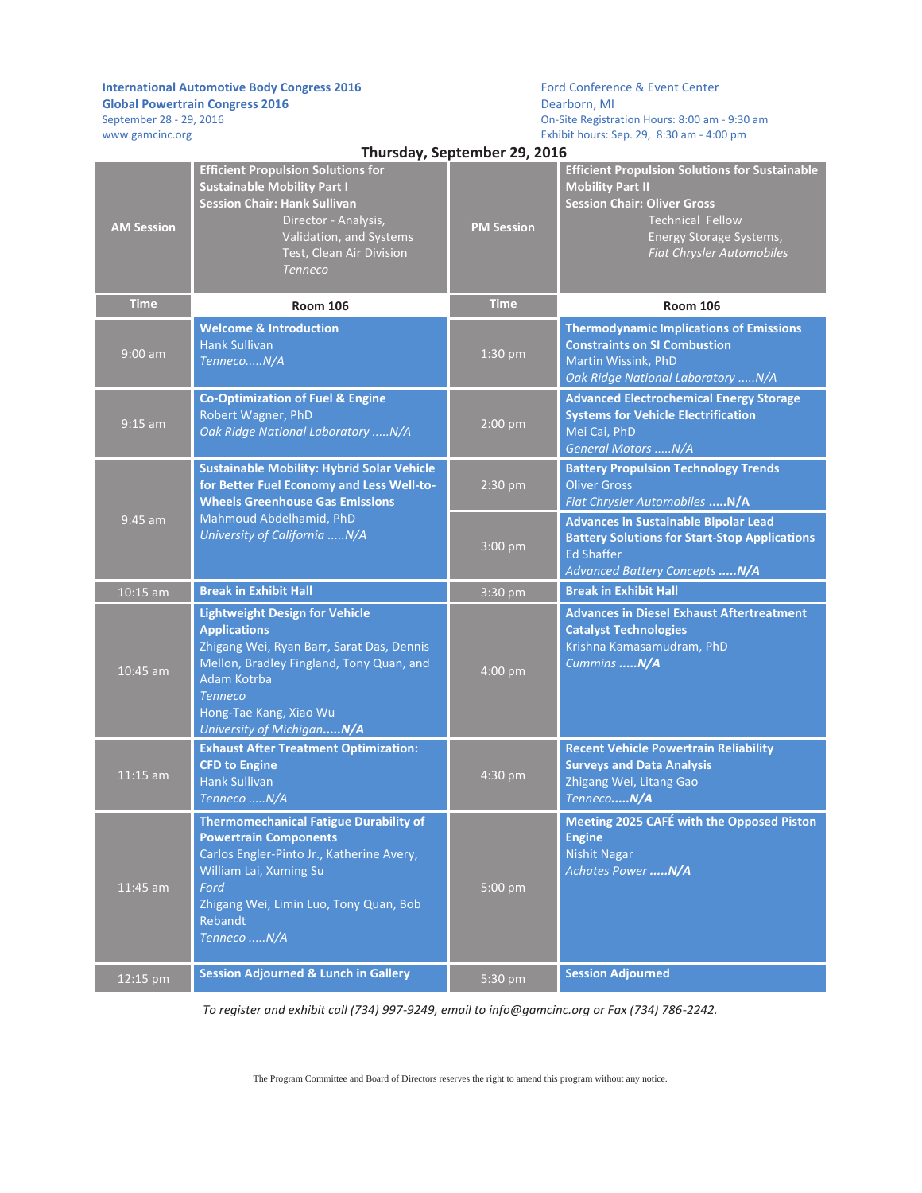**International Automotive Body Congress 2016**
**Global Powertrain Congress 2016**
September 28 - 29, 2016
www.gamcinc.org

Ford Conference & Event Center
Dearborn, MI
On-Site Registration Hours: 8:00 am - 9:30 am
Exhibit hours: Sep. 29, 8:30 am - 4:00 pm

## Thursday, September 29, 2016

| AM Session | **Efficient Propulsion Solutions for Sustainable Mobility Part I**<br>**Session Chair: Hank Sullivan**<br>Director - Analysis, Validation, and Systems Test, Clean Air Division<br>*Tenneco* | PM Session | **Efficient Propulsion Solutions for Sustainable Mobility Part II**<br>**Session Chair: Oliver Gross**<br>Technical Fellow<br>Energy Storage Systems,<br>*Fiat Chrysler Automobiles* |
|---|---|---|---|
| **Time** | **Room 106** | **Time** | **Room 106** |
| 9:00 am | **Welcome & Introduction**<br>Hank Sullivan<br>*Tenneco.....N/A* | 1:30 pm | **Thermodynamic Implications of Emissions Constraints on SI Combustion**<br>Martin Wissink, PhD<br>*Oak Ridge National Laboratory .....N/A* |
| 9:15 am | **Co-Optimization of Fuel & Engine**<br>Robert Wagner, PhD<br>*Oak Ridge National Laboratory .....N/A* | 2:00 pm | **Advanced Electrochemical Energy Storage Systems for Vehicle Electrification**<br>Mei Cai, PhD<br>*General Motors .....N/A* |
| 9:45 am | **Sustainable Mobility: Hybrid Solar Vehicle for Better Fuel Economy and Less Well-to-Wheels Greenhouse Gas Emissions**<br>Mahmoud Abdelhamid, PhD<br>*University of California .....N/A* | 2:30 pm | **Battery Propulsion Technology Trends**<br>Oliver Gross<br>*Fiat Chrysler Automobiles **.....N/A*** |
| | | 3:00 pm | **Advances in Sustainable Bipolar Lead Battery Solutions for Start-Stop Applications**<br>Ed Shaffer<br>*Advanced Battery Concepts **.....N/A*** |
| 10:15 am | **Break in Exhibit Hall** | 3:30 pm | **Break in Exhibit Hall** |
| 10:45 am | **Lightweight Design for Vehicle Applications**<br>Zhigang Wei, Ryan Barr, Sarat Das, Dennis Mellon, Bradley Fingland, Tony Quan, and Adam Kotrba<br>*Tenneco*<br>Hong-Tae Kang, Xiao Wu<br>*University of Michigan**.....N/A*** | 4:00 pm | **Advances in Diesel Exhaust Aftertreatment Catalyst Technologies**<br>Krishna Kamasamudram, PhD<br>*Cummins **.....N/A*** |
| 11:15 am | **Exhaust After Treatment Optimization: CFD to Engine**<br>Hank Sullivan<br>*Tenneco .....N/A* | 4:30 pm | **Recent Vehicle Powertrain Reliability Surveys and Data Analysis**<br>Zhigang Wei, Litang Gao<br>*Tenneco**.....N/A*** |
| 11:45 am | **Thermomechanical Fatigue Durability of Powertrain Components**<br>Carlos Engler-Pinto Jr., Katherine Avery, William Lai, Xuming Su<br>*Ford*<br>Zhigang Wei, Limin Luo, Tony Quan, Bob Rebandt<br>*Tenneco .....N/A* | 5:00 pm | **Meeting 2025 CAFÉ with the Opposed Piston Engine**<br>Nishit Nagar<br>*Achates Power **.....N/A*** |
| 12:15 pm | **Session Adjourned & Lunch in Gallery** | 5:30 pm | **Session Adjourned** |

*To register and exhibit call (734) 997-9249, email to info@gamcinc.org or Fax (734) 786-2242.*

The Program Committee and Board of Directors reserves the right to amend this program without any notice.